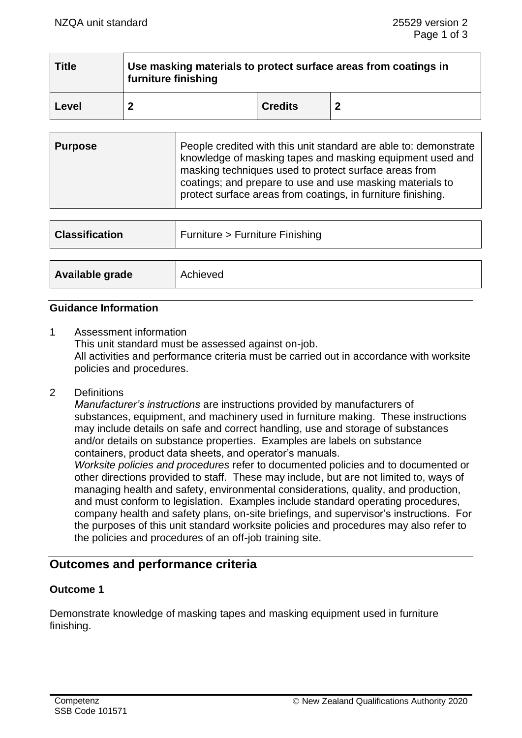| Title | Use masking materials to protect surface areas from coatings in furniture finishing | | |
|---|---|---|---|
| Level | 2 | Credits | 2 |

| Purpose | People credited with this unit standard are able to: demonstrate knowledge of masking tapes and masking equipment used and masking techniques used to protect surface areas from coatings; and prepare to use and use masking materials to protect surface areas from coatings, in furniture finishing. |
|---|---|

| Classification | Furniture > Furniture Finishing |
|---|---|

| Available grade | Achieved |
|---|---|

### Guidance Information

1 Assessment information
This unit standard must be assessed against on-job.
All activities and performance criteria must be carried out in accordance with worksite policies and procedures.

2 Definitions
*Manufacturer's instructions* are instructions provided by manufacturers of substances, equipment, and machinery used in furniture making. These instructions may include details on safe and correct handling, use and storage of substances and/or details on substance properties. Examples are labels on substance containers, product data sheets, and operator's manuals.
*Worksite policies and procedures* refer to documented policies and to documented or other directions provided to staff. These may include, but are not limited to, ways of managing health and safety, environmental considerations, quality, and production, and must conform to legislation. Examples include standard operating procedures, company health and safety plans, on-site briefings, and supervisor's instructions. For the purposes of this unit standard worksite policies and procedures may also refer to the policies and procedures of an off-job training site.

## Outcomes and performance criteria

### Outcome 1

Demonstrate knowledge of masking tapes and masking equipment used in furniture finishing.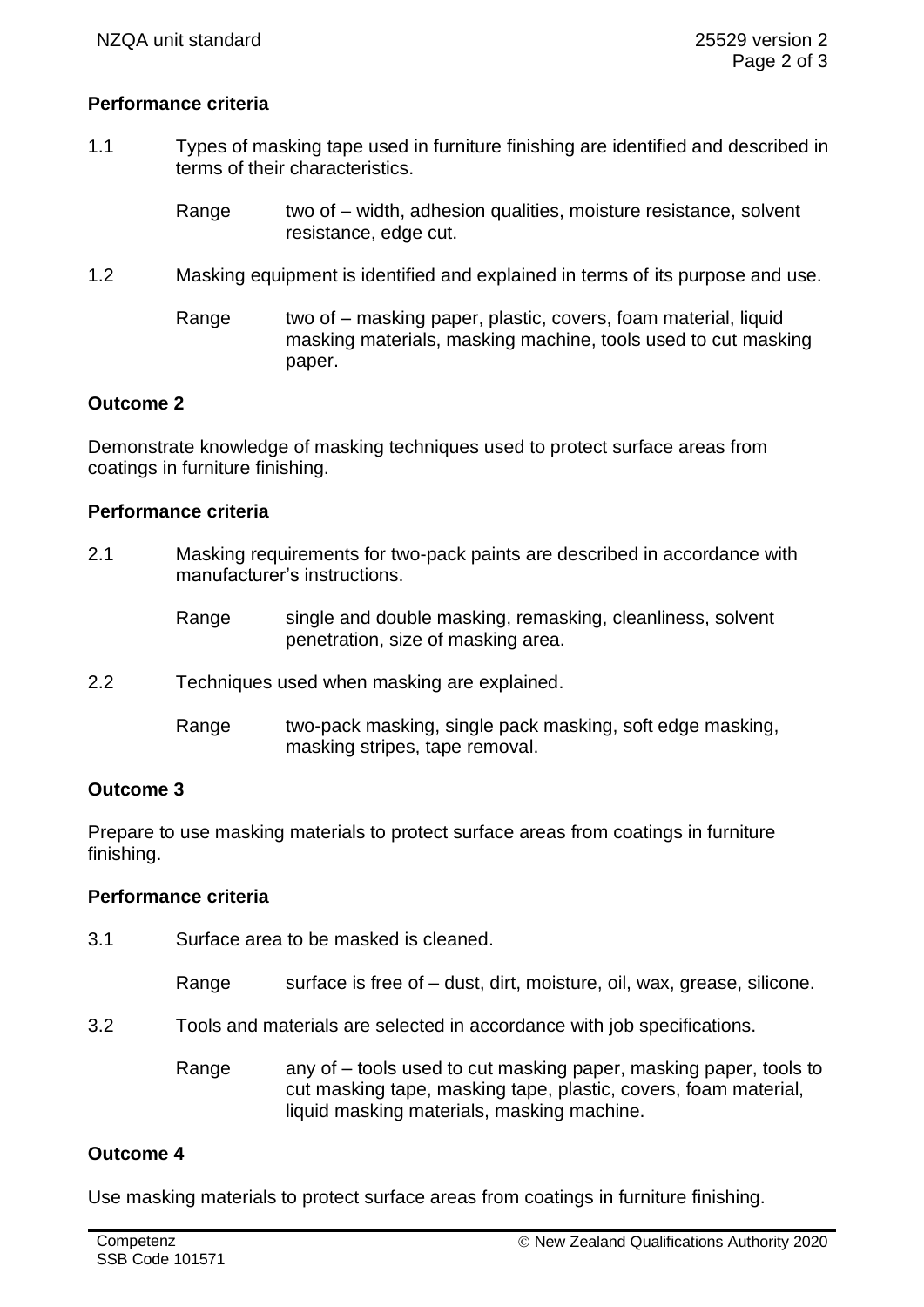## Performance criteria

1.1 Types of masking tape used in furniture finishing are identified and described in terms of their characteristics.

Range two of – width, adhesion qualities, moisture resistance, solvent resistance, edge cut.

1.2 Masking equipment is identified and explained in terms of its purpose and use.

Range two of – masking paper, plastic, covers, foam material, liquid masking materials, masking machine, tools used to cut masking paper.

## Outcome 2

Demonstrate knowledge of masking techniques used to protect surface areas from coatings in furniture finishing.

## Performance criteria

2.1 Masking requirements for two-pack paints are described in accordance with manufacturer's instructions.

Range single and double masking, remasking, cleanliness, solvent penetration, size of masking area.

2.2 Techniques used when masking are explained.

Range two-pack masking, single pack masking, soft edge masking, masking stripes, tape removal.

## Outcome 3

Prepare to use masking materials to protect surface areas from coatings in furniture finishing.

## Performance criteria

3.1 Surface area to be masked is cleaned.

Range surface is free of – dust, dirt, moisture, oil, wax, grease, silicone.

3.2 Tools and materials are selected in accordance with job specifications.

Range any of – tools used to cut masking paper, masking paper, tools to cut masking tape, masking tape, plastic, covers, foam material, liquid masking materials, masking machine.

## Outcome 4

Use masking materials to protect surface areas from coatings in furniture finishing.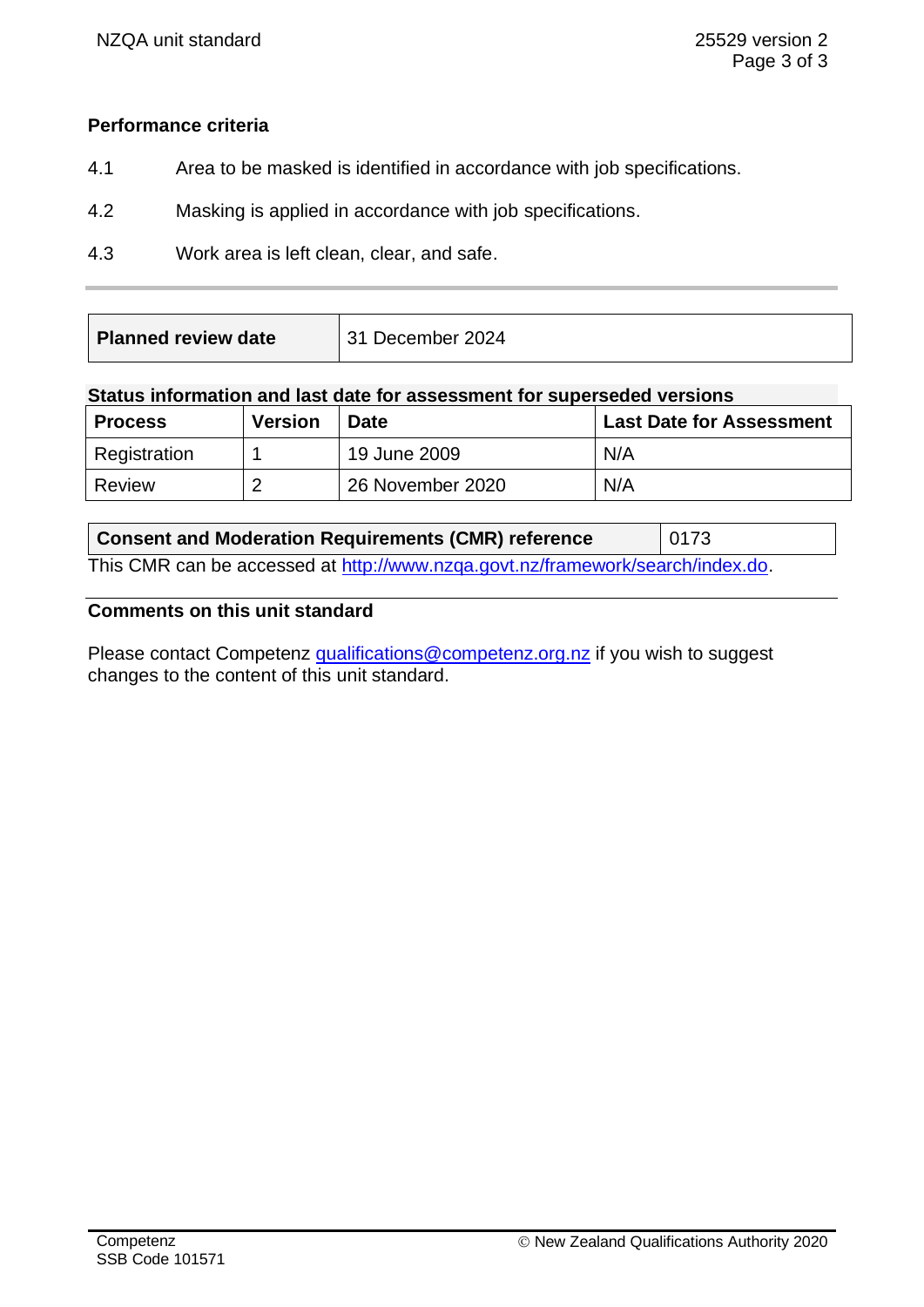**Performance criteria**

4.1 Area to be masked is identified in accordance with job specifications.

4.2 Masking is applied in accordance with job specifications.

4.3 Work area is left clean, clear, and safe.

| | |
|---|---|
| **Planned review date** | 31 December 2024 |

**Status information and last date for assessment for superseded versions**

| Process | Version | Date | Last Date for Assessment |
|---|---|---|---|
| Registration | 1 | 19 June 2009 | N/A |
| Review | 2 | 26 November 2020 | N/A |

| | |
|---|---|
| **Consent and Moderation Requirements (CMR) reference** | 0173 |

This CMR can be accessed at http://www.nzqa.govt.nz/framework/search/index.do.

**Comments on this unit standard**

Please contact Competenz qualifications@competenz.org.nz if you wish to suggest changes to the content of this unit standard.